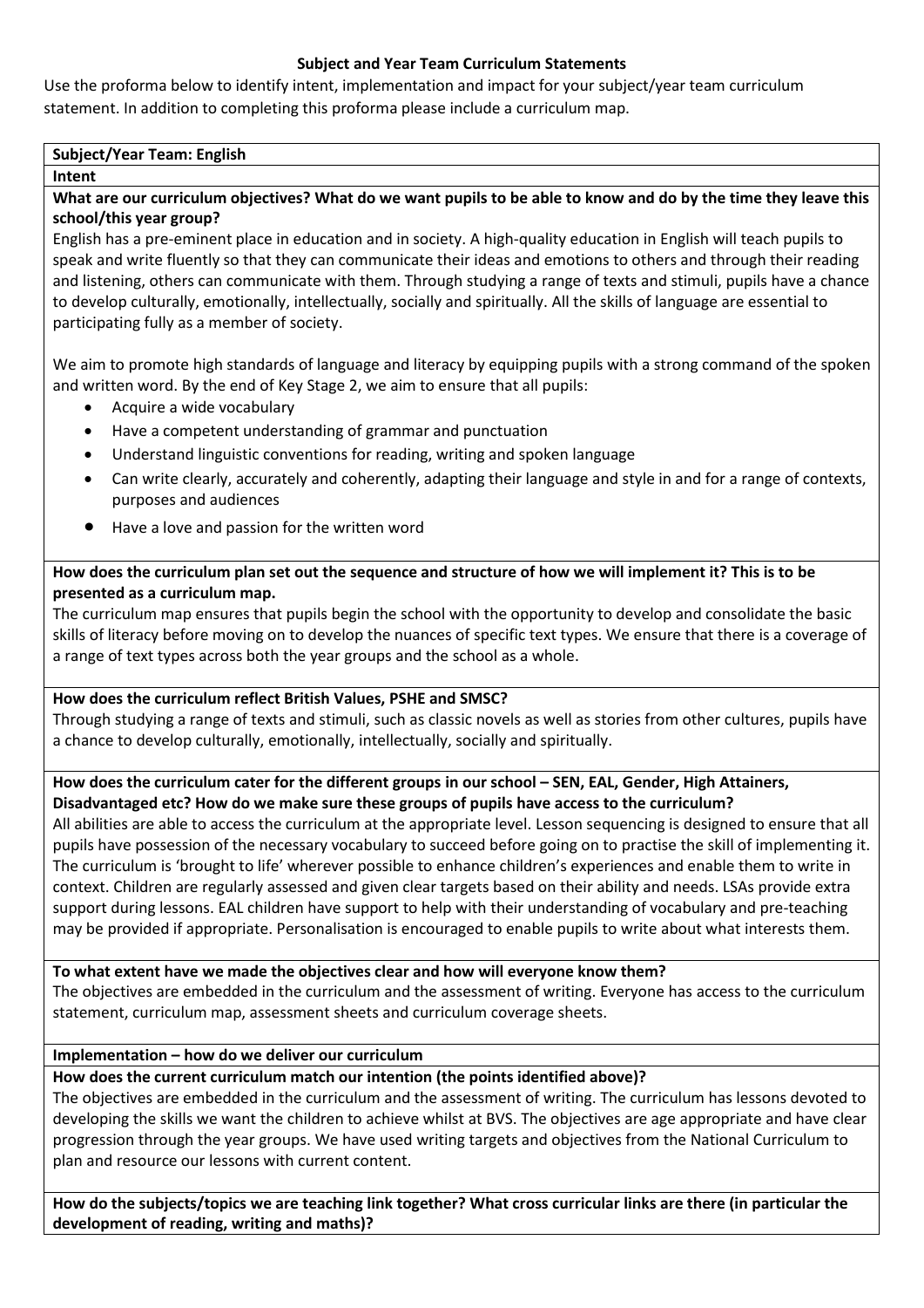## Subject and Year Team Curriculum Statements

Use the proforma below to identify intent, implementation and impact for your subject/year team curriculum statement. In addition to completing this proforma please include a curriculum map.

**Subject/Year Team: English**

**Intent**

**What are our curriculum objectives? What do we want pupils to be able to know and do by the time they leave this school/this year group?**

English has a pre-eminent place in education and in society. A high-quality education in English will teach pupils to speak and write fluently so that they can communicate their ideas and emotions to others and through their reading and listening, others can communicate with them. Through studying a range of texts and stimuli, pupils have a chance to develop culturally, emotionally, intellectually, socially and spiritually. All the skills of language are essential to participating fully as a member of society.

We aim to promote high standards of language and literacy by equipping pupils with a strong command of the spoken and written word. By the end of Key Stage 2, we aim to ensure that all pupils:

- Acquire a wide vocabulary
- Have a competent understanding of grammar and punctuation
- Understand linguistic conventions for reading, writing and spoken language
- Can write clearly, accurately and coherently, adapting their language and style in and for a range of contexts, purposes and audiences
- Have a love and passion for the written word

**How does the curriculum plan set out the sequence and structure of how we will implement it? This is to be presented as a curriculum map.**

The curriculum map ensures that pupils begin the school with the opportunity to develop and consolidate the basic skills of literacy before moving on to develop the nuances of specific text types. We ensure that there is a coverage of a range of text types across both the year groups and the school as a whole.

**How does the curriculum reflect British Values, PSHE and SMSC?**

Through studying a range of texts and stimuli, such as classic novels as well as stories from other cultures, pupils have a chance to develop culturally, emotionally, intellectually, socially and spiritually.

**How does the curriculum cater for the different groups in our school – SEN, EAL, Gender, High Attainers, Disadvantaged etc? How do we make sure these groups of pupils have access to the curriculum?**

All abilities are able to access the curriculum at the appropriate level. Lesson sequencing is designed to ensure that all pupils have possession of the necessary vocabulary to succeed before going on to practise the skill of implementing it. The curriculum is 'brought to life' wherever possible to enhance children's experiences and enable them to write in context. Children are regularly assessed and given clear targets based on their ability and needs. LSAs provide extra support during lessons. EAL children have support to help with their understanding of vocabulary and pre-teaching may be provided if appropriate. Personalisation is encouraged to enable pupils to write about what interests them.

**To what extent have we made the objectives clear and how will everyone know them?**

The objectives are embedded in the curriculum and the assessment of writing. Everyone has access to the curriculum statement, curriculum map, assessment sheets and curriculum coverage sheets.

**Implementation – how do we deliver our curriculum**

**How does the current curriculum match our intention (the points identified above)?**

The objectives are embedded in the curriculum and the assessment of writing. The curriculum has lessons devoted to developing the skills we want the children to achieve whilst at BVS. The objectives are age appropriate and have clear progression through the year groups. We have used writing targets and objectives from the National Curriculum to plan and resource our lessons with current content.

**How do the subjects/topics we are teaching link together? What cross curricular links are there (in particular the development of reading, writing and maths)?**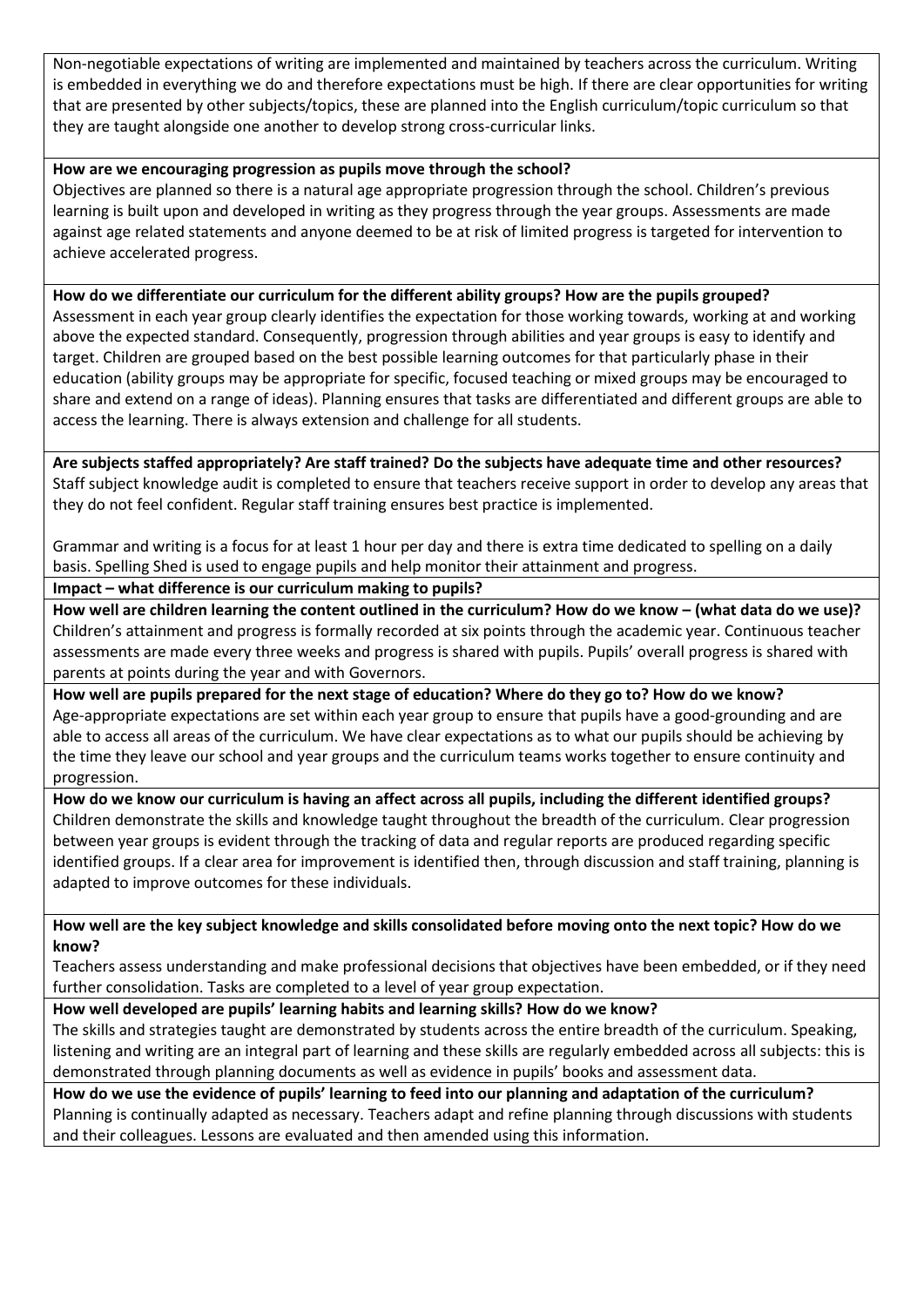Non-negotiable expectations of writing are implemented and maintained by teachers across the curriculum. Writing is embedded in everything we do and therefore expectations must be high. If there are clear opportunities for writing that are presented by other subjects/topics, these are planned into the English curriculum/topic curriculum so that they are taught alongside one another to develop strong cross-curricular links.

**How are we encouraging progression as pupils move through the school?**

Objectives are planned so there is a natural age appropriate progression through the school. Children's previous learning is built upon and developed in writing as they progress through the year groups. Assessments are made against age related statements and anyone deemed to be at risk of limited progress is targeted for intervention to achieve accelerated progress.

**How do we differentiate our curriculum for the different ability groups? How are the pupils grouped?**

Assessment in each year group clearly identifies the expectation for those working towards, working at and working above the expected standard. Consequently, progression through abilities and year groups is easy to identify and target. Children are grouped based on the best possible learning outcomes for that particularly phase in their education (ability groups may be appropriate for specific, focused teaching or mixed groups may be encouraged to share and extend on a range of ideas). Planning ensures that tasks are differentiated and different groups are able to access the learning. There is always extension and challenge for all students.

**Are subjects staffed appropriately? Are staff trained? Do the subjects have adequate time and other resources?**

Staff subject knowledge audit is completed to ensure that teachers receive support in order to develop any areas that they do not feel confident. Regular staff training ensures best practice is implemented.

Grammar and writing is a focus for at least 1 hour per day and there is extra time dedicated to spelling on a daily basis. Spelling Shed is used to engage pupils and help monitor their attainment and progress.

**Impact – what difference is our curriculum making to pupils?**

**How well are children learning the content outlined in the curriculum? How do we know – (what data do we use)?**

Children's attainment and progress is formally recorded at six points through the academic year. Continuous teacher assessments are made every three weeks and progress is shared with pupils. Pupils' overall progress is shared with parents at points during the year and with Governors.

**How well are pupils prepared for the next stage of education? Where do they go to? How do we know?**

Age-appropriate expectations are set within each year group to ensure that pupils have a good-grounding and are able to access all areas of the curriculum. We have clear expectations as to what our pupils should be achieving by the time they leave our school and year groups and the curriculum teams works together to ensure continuity and progression.

**How do we know our curriculum is having an affect across all pupils, including the different identified groups?**

Children demonstrate the skills and knowledge taught throughout the breadth of the curriculum. Clear progression between year groups is evident through the tracking of data and regular reports are produced regarding specific identified groups. If a clear area for improvement is identified then, through discussion and staff training, planning is adapted to improve outcomes for these individuals.

**How well are the key subject knowledge and skills consolidated before moving onto the next topic? How do we know?**

Teachers assess understanding and make professional decisions that objectives have been embedded, or if they need further consolidation. Tasks are completed to a level of year group expectation.

**How well developed are pupils' learning habits and learning skills? How do we know?**

The skills and strategies taught are demonstrated by students across the entire breadth of the curriculum. Speaking, listening and writing are an integral part of learning and these skills are regularly embedded across all subjects: this is demonstrated through planning documents as well as evidence in pupils' books and assessment data.

**How do we use the evidence of pupils' learning to feed into our planning and adaptation of the curriculum?**

Planning is continually adapted as necessary. Teachers adapt and refine planning through discussions with students and their colleagues. Lessons are evaluated and then amended using this information.